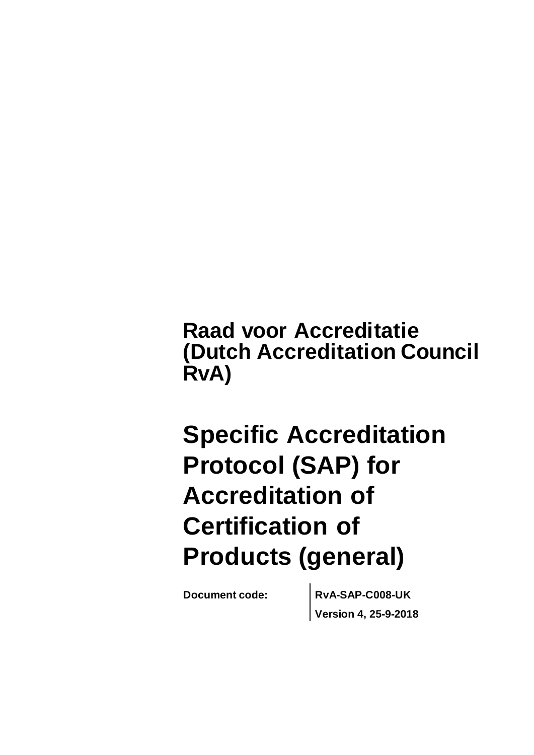**Raad voor Accreditatie (Dutch Accreditation Council RvA)**

# Specific Accreditation Protocol (SAP) for Accreditation of Certification of Products (general)

| Document code: | RvA-SAP-C008-UK |
| --- | --- |
| | Version 4, 25-9-2018 |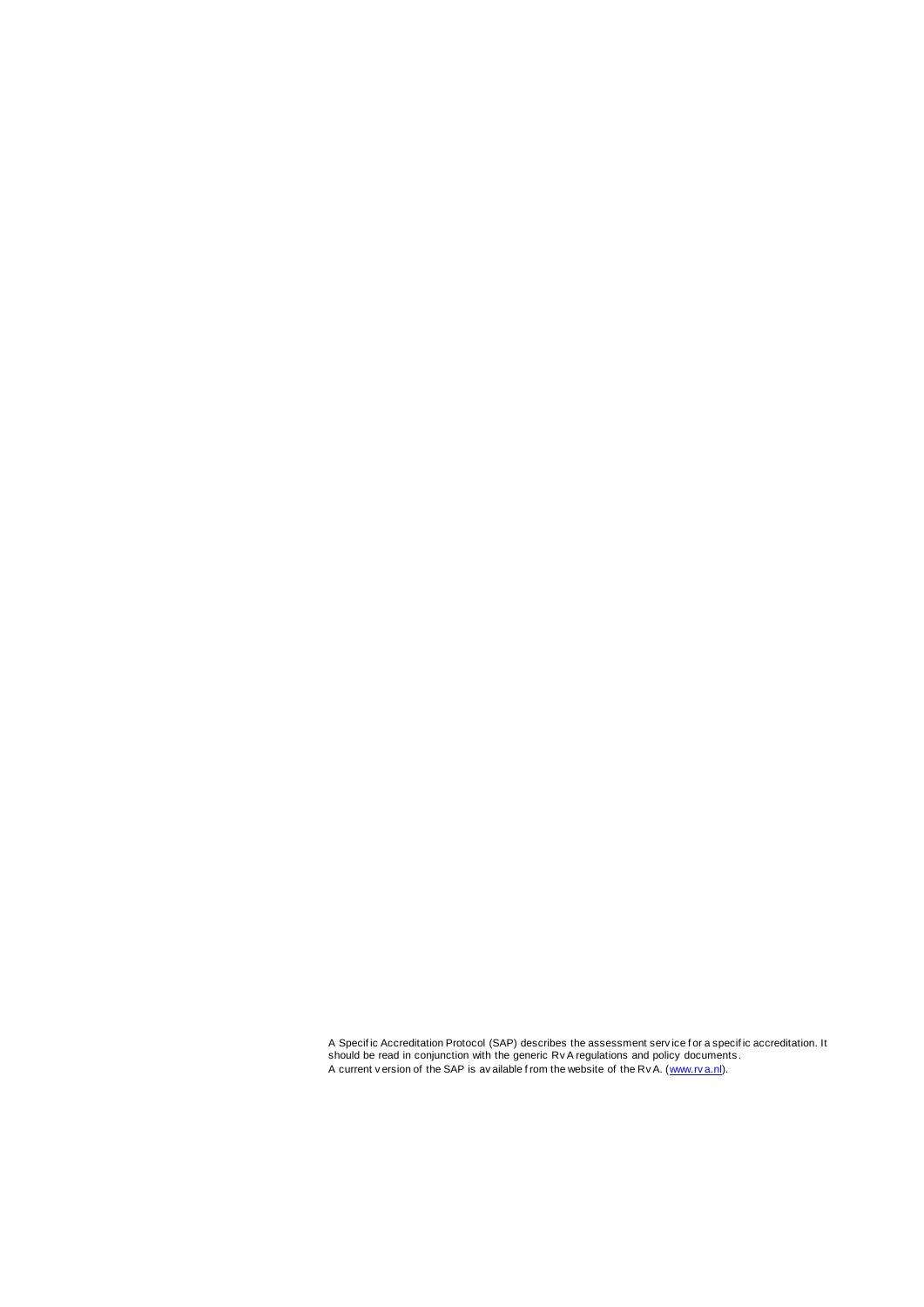A Specific Accreditation Protocol (SAP) describes the assessment service for a specific accreditation. It should be read in conjunction with the generic RvA regulations and policy documents.
A current version of the SAP is available from the website of the RvA. ([www.rva.nl](http://www.rva.nl)).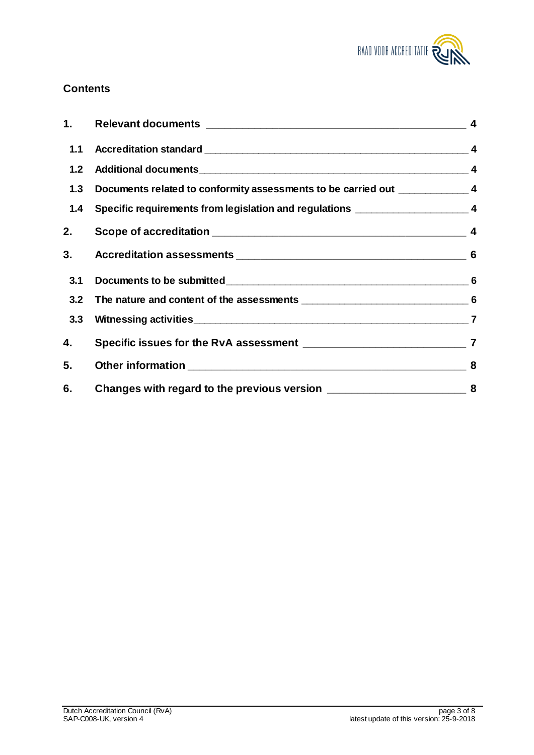## Contents

| | | |
|---|---|---|
| 1. | Relevant documents | 4 |
| 1.1 | Accreditation standard | 4 |
| 1.2 | Additional documents | 4 |
| 1.3 | Documents related to conformity assessments to be carried out | 4 |
| 1.4 | Specific requirements from legislation and regulations | 4 |
| 2. | Scope of accreditation | 4 |
| 3. | Accreditation assessments | 6 |
| 3.1 | Documents to be submitted | 6 |
| 3.2 | The nature and content of the assessments | 6 |
| 3.3 | Witnessing activities | 7 |
| 4. | Specific issues for the RvA assessment | 7 |
| 5. | Other information | 8 |
| 6. | Changes with regard to the previous version | 8 |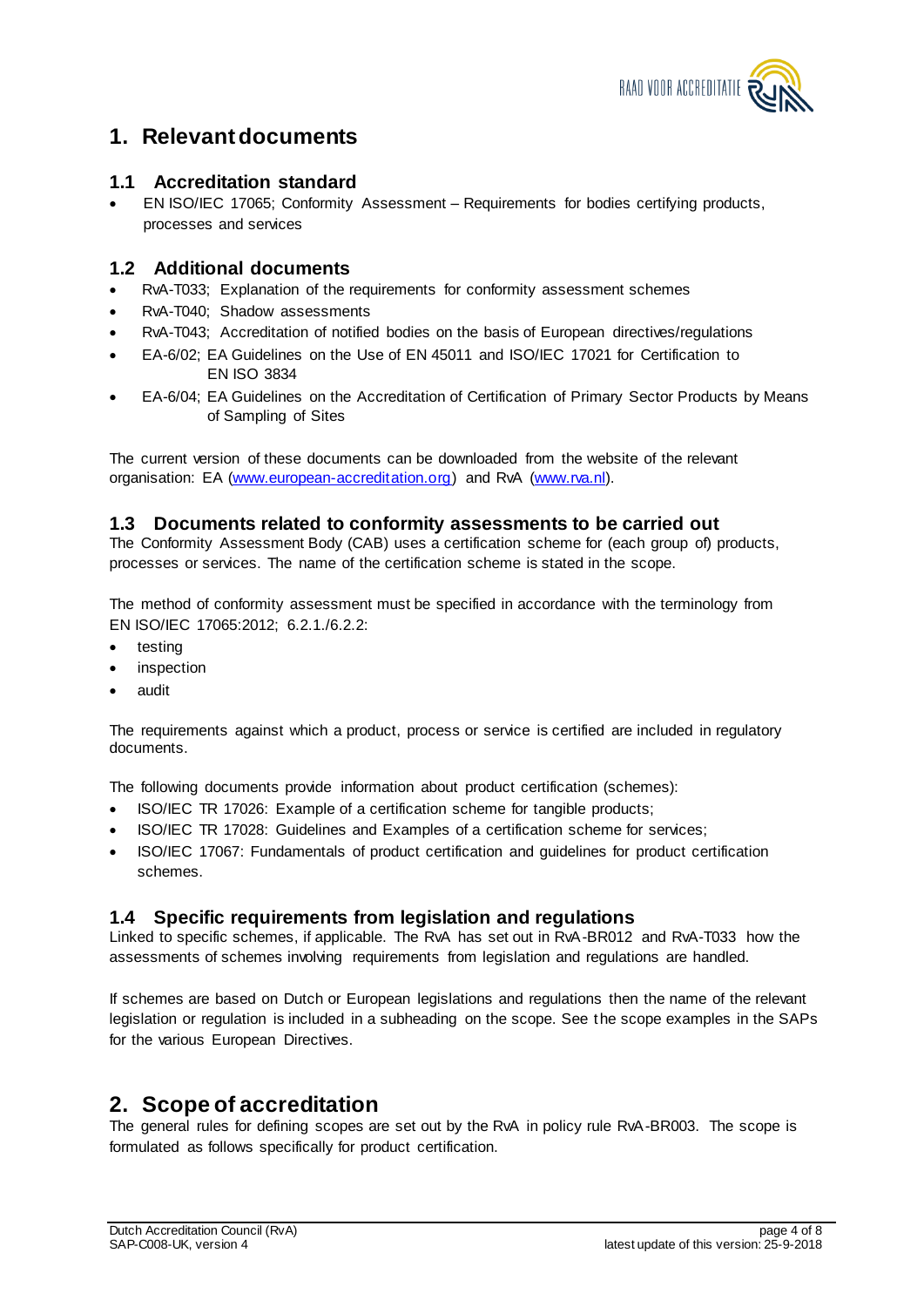# 1. Relevant documents

## 1.1 Accreditation standard

- EN ISO/IEC 17065; Conformity Assessment – Requirements for bodies certifying products, processes and services

## 1.2 Additional documents

- RvA-T033; Explanation of the requirements for conformity assessment schemes
- RvA-T040; Shadow assessments
- RvA-T043; Accreditation of notified bodies on the basis of European directives/regulations
- EA-6/02; EA Guidelines on the Use of EN 45011 and ISO/IEC 17021 for Certification to EN ISO 3834
- EA-6/04; EA Guidelines on the Accreditation of Certification of Primary Sector Products by Means of Sampling of Sites

The current version of these documents can be downloaded from the website of the relevant organisation: EA (www.european-accreditation.org) and RvA (www.rva.nl).

## 1.3 Documents related to conformity assessments to be carried out

The Conformity Assessment Body (CAB) uses a certification scheme for (each group of) products, processes or services. The name of the certification scheme is stated in the scope.

The method of conformity assessment must be specified in accordance with the terminology from EN ISO/IEC 17065:2012; 6.2.1./6.2.2:

- testing
- inspection
- audit

The requirements against which a product, process or service is certified are included in regulatory documents.

The following documents provide information about product certification (schemes):

- ISO/IEC TR 17026: Example of a certification scheme for tangible products;
- ISO/IEC TR 17028: Guidelines and Examples of a certification scheme for services;
- ISO/IEC 17067: Fundamentals of product certification and guidelines for product certification schemes.

## 1.4 Specific requirements from legislation and regulations

Linked to specific schemes, if applicable. The RvA has set out in RvA-BR012 and RvA-T033 how the assessments of schemes involving requirements from legislation and regulations are handled.

If schemes are based on Dutch or European legislations and regulations then the name of the relevant legislation or regulation is included in a subheading on the scope. See the scope examples in the SAPs for the various European Directives.

# 2. Scope of accreditation

The general rules for defining scopes are set out by the RvA in policy rule RvA-BR003. The scope is formulated as follows specifically for product certification.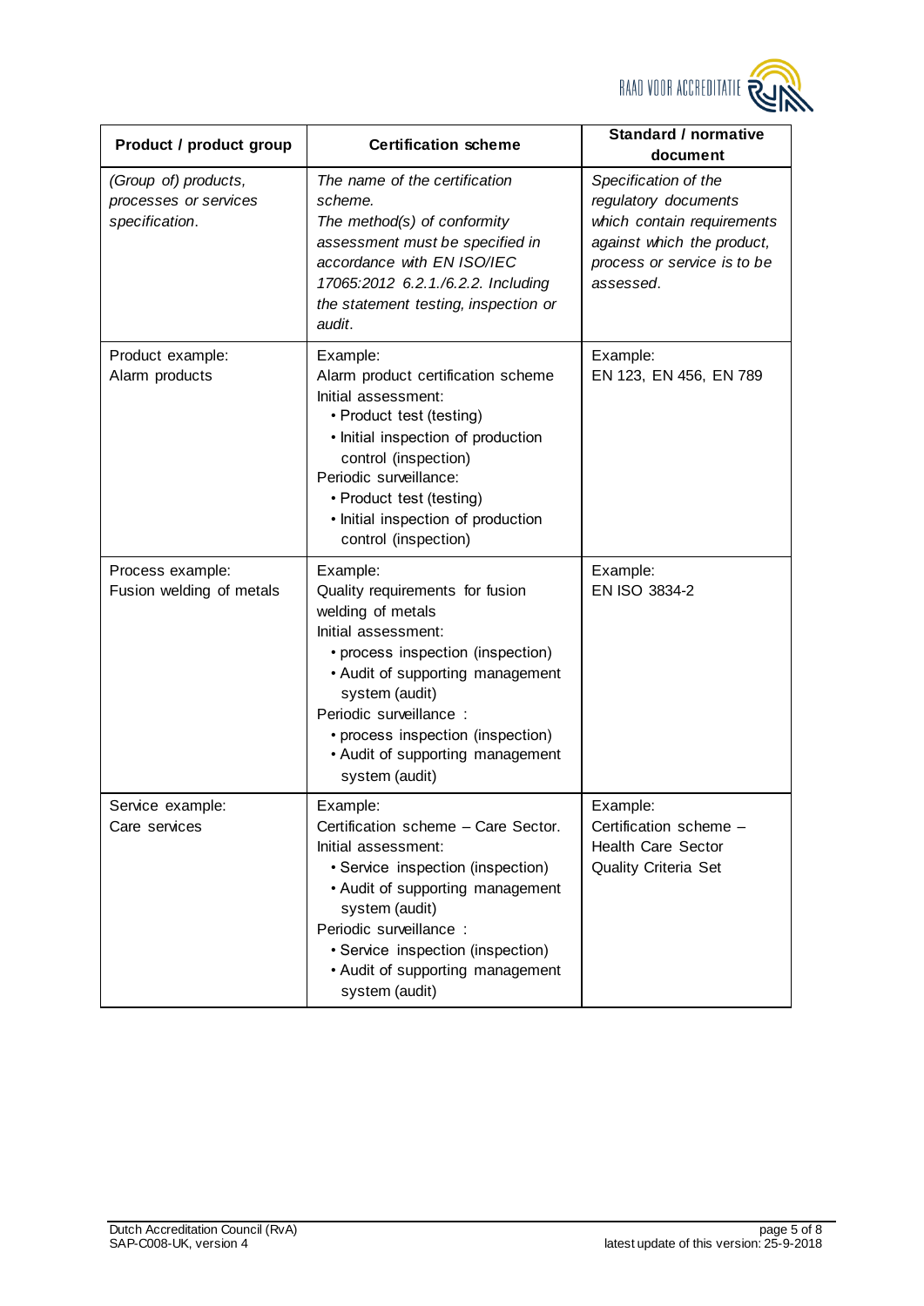| Product / product group | Certification scheme | Standard / normative document |
| --- | --- | --- |
| *(Group of) products, processes or services specification.* | *The name of the certification scheme.*<br>*The method(s) of conformity assessment must be specified in accordance with EN ISO/IEC 17065:2012 6.2.1./6.2.2. Including the statement testing, inspection or audit.* | *Specification of the regulatory documents which contain requirements against which the product, process or service is to be assessed.* |
| Product example:<br>Alarm products | Example:<br>Alarm product certification scheme<br>Initial assessment:<br>• Product test (testing)<br>• Initial inspection of production control (inspection)<br>Periodic surveillance:<br>• Product test (testing)<br>• Initial inspection of production control (inspection) | Example:<br>EN 123, EN 456, EN 789 |
| Process example:<br>Fusion welding of metals | Example:<br>Quality requirements for fusion welding of metals<br>Initial assessment:<br>• process inspection (inspection)<br>• Audit of supporting management system (audit)<br>Periodic surveillance :<br>• process inspection (inspection)<br>• Audit of supporting management system (audit) | Example:<br>EN ISO 3834-2 |
| Service example:<br>Care services | Example:<br>Certification scheme – Care Sector.<br>Initial assessment:<br>• Service inspection (inspection)<br>• Audit of supporting management system (audit)<br>Periodic surveillance :<br>• Service inspection (inspection)<br>• Audit of supporting management system (audit) | Example:<br>Certification scheme – Health Care Sector Quality Criteria Set |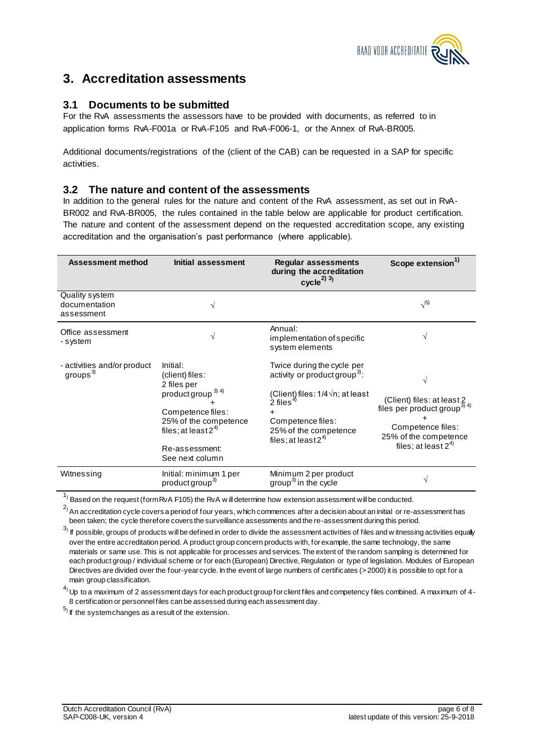# 3. Accreditation assessments

## 3.1 Documents to be submitted

For the RvA assessments the assessors have to be provided with documents, as referred to in application forms RvA-F001a or RvA-F105 and RvA-F006-1, or the Annex of RvA-BR005.

Additional documents/registrations of the (client of the CAB) can be requested in a SAP for specific activities.

## 3.2 The nature and content of the assessments

In addition to the general rules for the nature and content of the RvA assessment, as set out in RvA-BR002 and RvA-BR005, the rules contained in the table below are applicable for product certification. The nature and content of the assessment depend on the requested accreditation scope, any existing accreditation and the organisation's past performance (where applicable).

| Assessment method | Initial assessment | Regular assessments during the accreditation cycle[2) 3)] | Scope extension[1)] |
|---|---|---|---|
| Quality system documentation assessment | √ | | √[5)] |
| Office assessment - system | √ | Annual: implementation of specific system elements | √ |
| - activities and/or product groups[3)] | Initial: (client) files: 2 files per product group[3) 4)] + Competence files: 25% of the competence files; at least 2[4)] Re-assessment: See next column | Twice during the cycle per activity or product group[3)]: (Client) files: 1/4√n; at least 2 files[4)] + Competence files: 25% of the competence files; at least 2[4)] | √ (Client) files: at least 2 files per product group[3) 4)] + Competence files: 25% of the competence files; at least 2[4)] |
| Witnessing | Initial: minimum 1 per product group[3)] | Minimum 2 per product group[3)] in the cycle | √ |

1) Based on the request (form RvA F105) the RvA will determine how extension assessment will be conducted.

2) An accreditation cycle covers a period of four years, which commences after a decision about an initial or re-assessment has been taken; the cycle therefore covers the surveillance assessments and the re-assessment during this period.

3) If possible, groups of products will be defined in order to divide the assessment activities of files and witnessing activities equally over the entire accreditation period. A product group concern products with, for example, the same technology, the same materials or same use. This is not applicable for processes and services. The extent of the random sampling is determined for each product group / individual scheme or for each (European) Directive, Regulation or type of legislation. Modules of European Directives are divided over the four-year cycle. In the event of large numbers of certificates (> 2000) it is possible to opt for a main group classification.

4) Up to a maximum of 2 assessment days for each product group for client files and competency files combined. A maximum of 4-8 certification or personnel files can be assessed during each assessment day.

5) If the system changes as a result of the extension.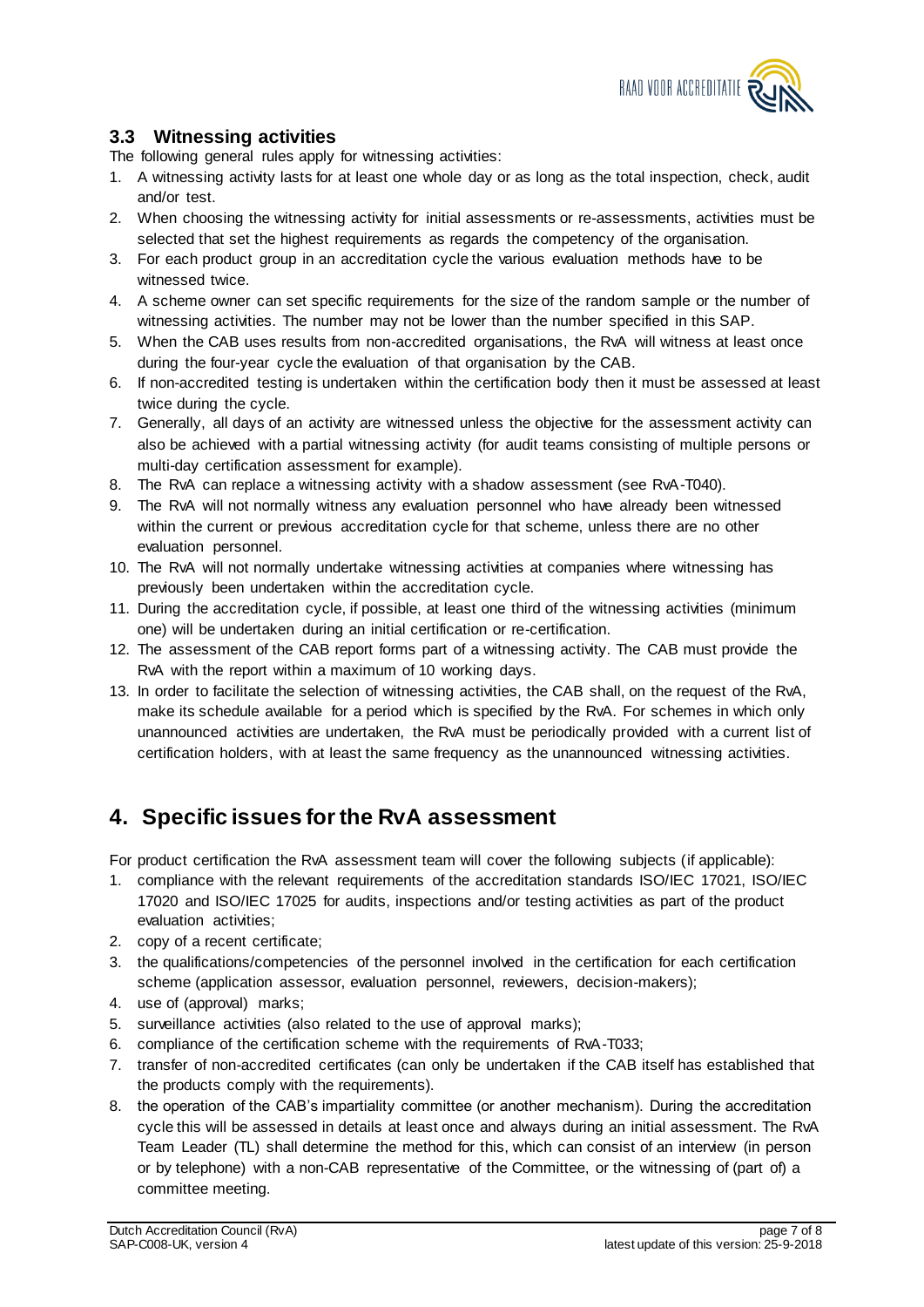### 3.3 Witnessing activities

The following general rules apply for witnessing activities:

1. A witnessing activity lasts for at least one whole day or as long as the total inspection, check, audit and/or test.
2. When choosing the witnessing activity for initial assessments or re-assessments, activities must be selected that set the highest requirements as regards the competency of the organisation.
3. For each product group in an accreditation cycle the various evaluation methods have to be witnessed twice.
4. A scheme owner can set specific requirements for the size of the random sample or the number of witnessing activities. The number may not be lower than the number specified in this SAP.
5. When the CAB uses results from non-accredited organisations, the RvA will witness at least once during the four-year cycle the evaluation of that organisation by the CAB.
6. If non-accredited testing is undertaken within the certification body then it must be assessed at least twice during the cycle.
7. Generally, all days of an activity are witnessed unless the objective for the assessment activity can also be achieved with a partial witnessing activity (for audit teams consisting of multiple persons or multi-day certification assessment for example).
8. The RvA can replace a witnessing activity with a shadow assessment (see RvA-T040).
9. The RvA will not normally witness any evaluation personnel who have already been witnessed within the current or previous accreditation cycle for that scheme, unless there are no other evaluation personnel.
10. The RvA will not normally undertake witnessing activities at companies where witnessing has previously been undertaken within the accreditation cycle.
11. During the accreditation cycle, if possible, at least one third of the witnessing activities (minimum one) will be undertaken during an initial certification or re-certification.
12. The assessment of the CAB report forms part of a witnessing activity. The CAB must provide the RvA with the report within a maximum of 10 working days.
13. In order to facilitate the selection of witnessing activities, the CAB shall, on the request of the RvA, make its schedule available for a period which is specified by the RvA. For schemes in which only unannounced activities are undertaken, the RvA must be periodically provided with a current list of certification holders, with at least the same frequency as the unannounced witnessing activities.

# 4. Specific issues for the RvA assessment

For product certification the RvA assessment team will cover the following subjects (if applicable):

1. compliance with the relevant requirements of the accreditation standards ISO/IEC 17021, ISO/IEC 17020 and ISO/IEC 17025 for audits, inspections and/or testing activities as part of the product evaluation activities;
2. copy of a recent certificate;
3. the qualifications/competencies of the personnel involved in the certification for each certification scheme (application assessor, evaluation personnel, reviewers, decision-makers);
4. use of (approval) marks;
5. surveillance activities (also related to the use of approval marks);
6. compliance of the certification scheme with the requirements of RvA-T033;
7. transfer of non-accredited certificates (can only be undertaken if the CAB itself has established that the products comply with the requirements).
8. the operation of the CAB's impartiality committee (or another mechanism). During the accreditation cycle this will be assessed in details at least once and always during an initial assessment. The RvA Team Leader (TL) shall determine the method for this, which can consist of an interview (in person or by telephone) with a non-CAB representative of the Committee, or the witnessing of (part of) a committee meeting.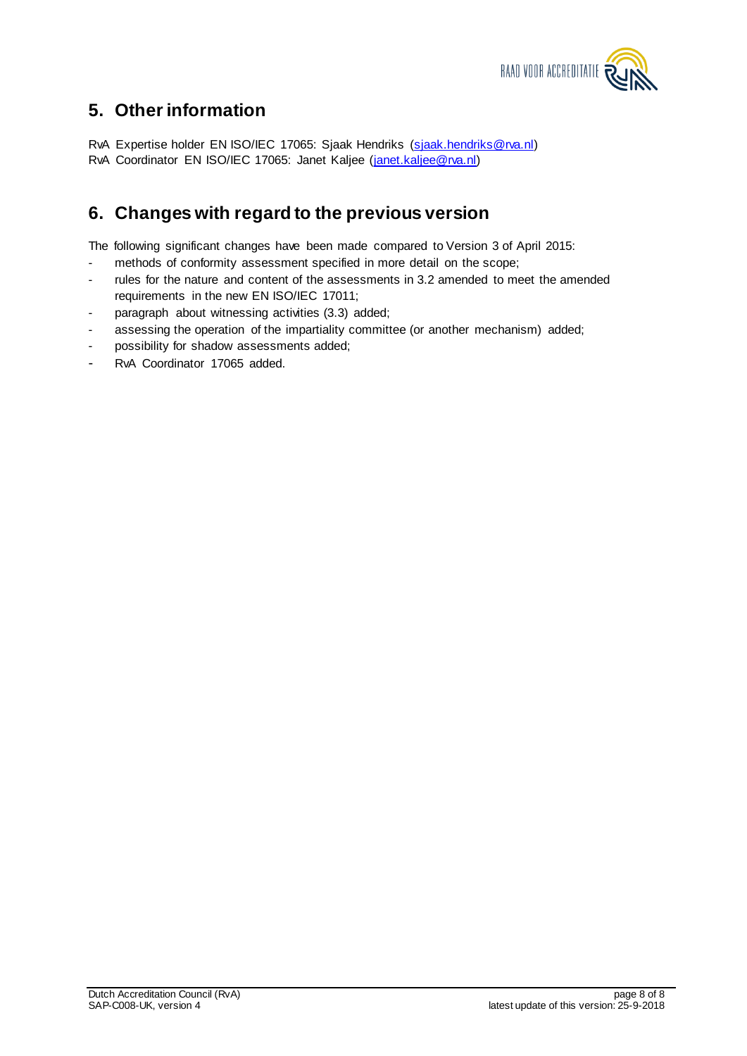## 5. Other information

RvA Expertise holder EN ISO/IEC 17065: Sjaak Hendriks (sjaak.hendriks@rva.nl)
RvA Coordinator EN ISO/IEC 17065: Janet Kaljee (janet.kaljee@rva.nl)

## 6. Changes with regard to the previous version

The following significant changes have been made compared to Version 3 of April 2015:

- methods of conformity assessment specified in more detail on the scope;
- rules for the nature and content of the assessments in 3.2 amended to meet the amended requirements in the new EN ISO/IEC 17011;
- paragraph about witnessing activities (3.3) added;
- assessing the operation of the impartiality committee (or another mechanism) added;
- possibility for shadow assessments added;
- RvA Coordinator 17065 added.